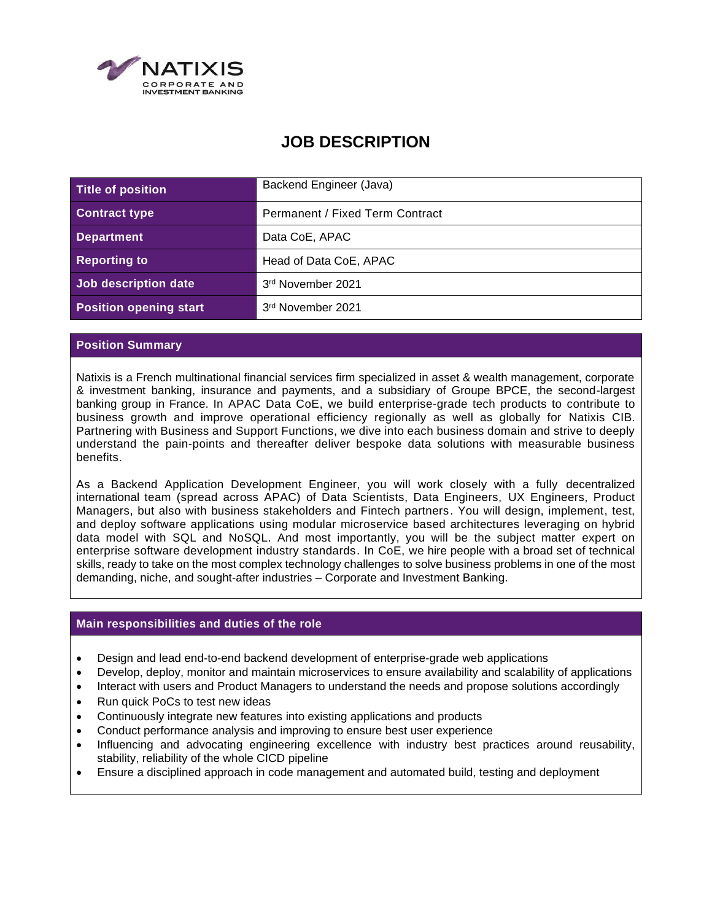# JOB DESCRIPTION

| Title of position | Backend Engineer (Java) |
| --- | --- |
| Contract type | Permanent / Fixed Term Contract |
| Department | Data CoE, APAC |
| Reporting to | Head of Data CoE, APAC |
| Job description date | 3rd November 2021 |
| Position opening start | 3rd November 2021 |

## Position Summary

Natixis is a French multinational financial services firm specialized in asset & wealth management, corporate & investment banking, insurance and payments, and a subsidiary of Groupe BPCE, the second-largest banking group in France. In APAC Data CoE, we build enterprise-grade tech products to contribute to business growth and improve operational efficiency regionally as well as globally for Natixis CIB. Partnering with Business and Support Functions, we dive into each business domain and strive to deeply understand the pain-points and thereafter deliver bespoke data solutions with measurable business benefits.

As a Backend Application Development Engineer, you will work closely with a fully decentralized international team (spread across APAC) of Data Scientists, Data Engineers, UX Engineers, Product Managers, but also with business stakeholders and Fintech partners. You will design, implement, test, and deploy software applications using modular microservice based architectures leveraging on hybrid data model with SQL and NoSQL. And most importantly, you will be the subject matter expert on enterprise software development industry standards. In CoE, we hire people with a broad set of technical skills, ready to take on the most complex technology challenges to solve business problems in one of the most demanding, niche, and sought-after industries – Corporate and Investment Banking.

## Main responsibilities and duties of the role

- Design and lead end-to-end backend development of enterprise-grade web applications
- Develop, deploy, monitor and maintain microservices to ensure availability and scalability of applications
- Interact with users and Product Managers to understand the needs and propose solutions accordingly
- Run quick PoCs to test new ideas
- Continuously integrate new features into existing applications and products
- Conduct performance analysis and improving to ensure best user experience
- Influencing and advocating engineering excellence with industry best practices around reusability, stability, reliability of the whole CICD pipeline
- Ensure a disciplined approach in code management and automated build, testing and deployment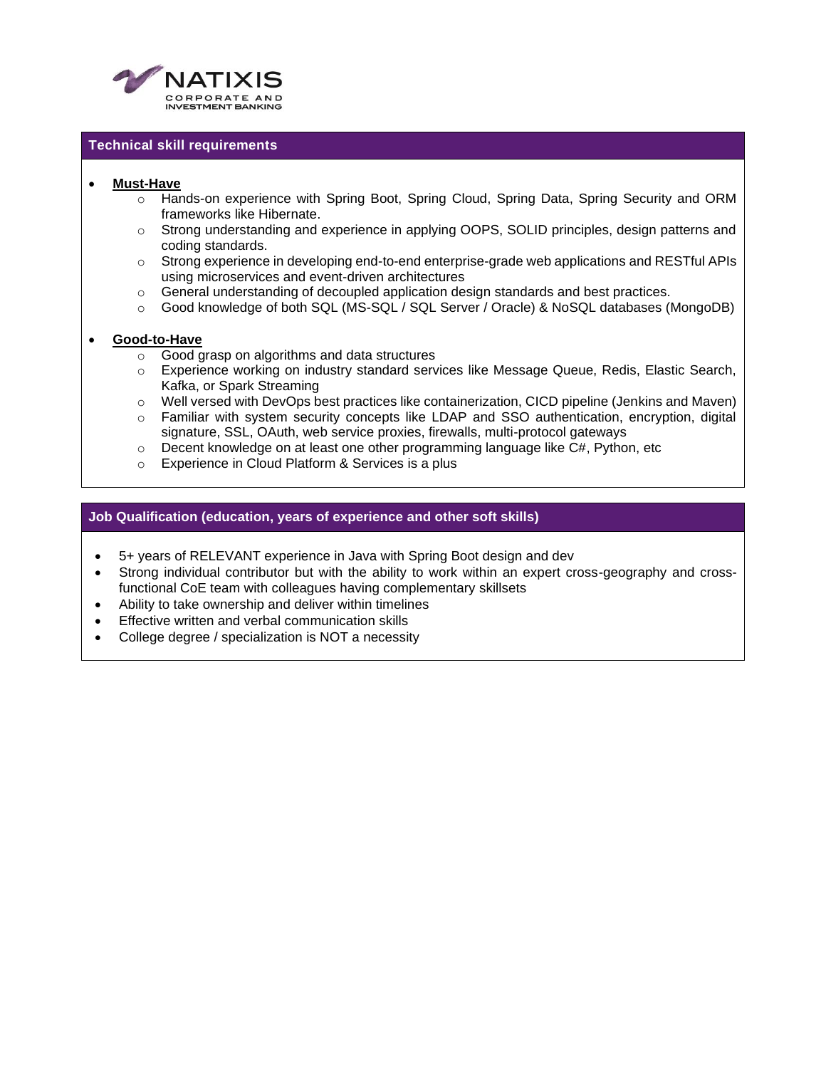NATIXIS
CORPORATE AND INVESTMENT BANKING

## Technical skill requirements

- **Must-Have**
    - Hands-on experience with Spring Boot, Spring Cloud, Spring Data, Spring Security and ORM frameworks like Hibernate.
    - Strong understanding and experience in applying OOPS, SOLID principles, design patterns and coding standards.
    - Strong experience in developing end-to-end enterprise-grade web applications and RESTful APIs using microservices and event-driven architectures
    - General understanding of decoupled application design standards and best practices.
    - Good knowledge of both SQL (MS-SQL / SQL Server / Oracle) & NoSQL databases (MongoDB)

- **Good-to-Have**
    - Good grasp on algorithms and data structures
    - Experience working on industry standard services like Message Queue, Redis, Elastic Search, Kafka, or Spark Streaming
    - Well versed with DevOps best practices like containerization, CICD pipeline (Jenkins and Maven)
    - Familiar with system security concepts like LDAP and SSO authentication, encryption, digital signature, SSL, OAuth, web service proxies, firewalls, multi-protocol gateways
    - Decent knowledge on at least one other programming language like C#, Python, etc
    - Experience in Cloud Platform & Services is a plus

## Job Qualification (education, years of experience and other soft skills)

- 5+ years of RELEVANT experience in Java with Spring Boot design and dev
- Strong individual contributor but with the ability to work within an expert cross-geography and cross-functional CoE team with colleagues having complementary skillsets
- Ability to take ownership and deliver within timelines
- Effective written and verbal communication skills
- College degree / specialization is NOT a necessity